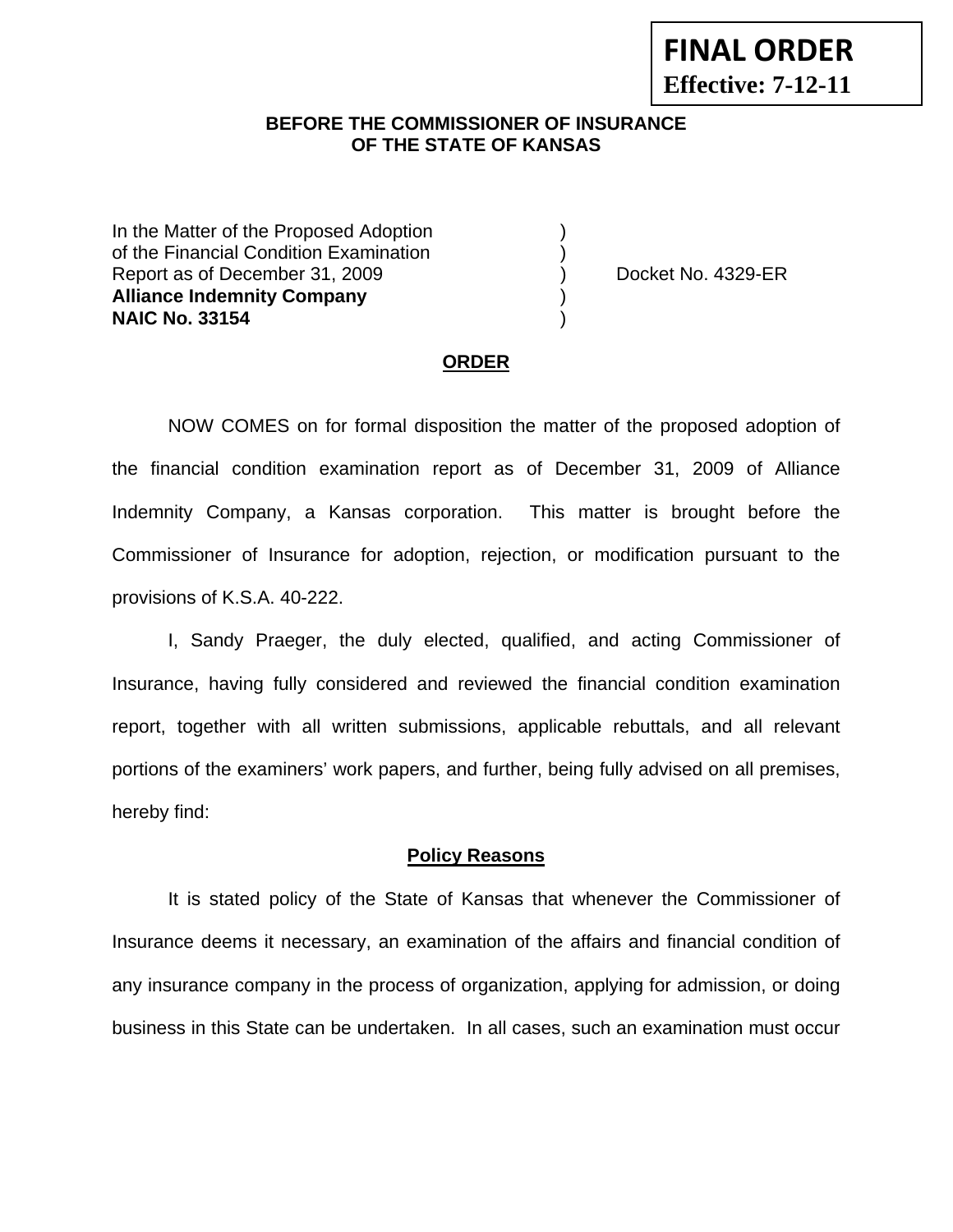**FINAL ORDER**
**Effective: 7-12-11**

**BEFORE THE COMMISSIONER OF INSURANCE**
**OF THE STATE OF KANSAS**

In the Matter of the Proposed Adoption )
of the Financial Condition Examination )
Report as of December 31, 2009 ) Docket No. 4329-ER
**Alliance Indemnity Company** )
**NAIC No. 33154** )

## ORDER

NOW COMES on for formal disposition the matter of the proposed adoption of the financial condition examination report as of December 31, 2009 of Alliance Indemnity Company, a Kansas corporation. This matter is brought before the Commissioner of Insurance for adoption, rejection, or modification pursuant to the provisions of K.S.A. 40-222.

I, Sandy Praeger, the duly elected, qualified, and acting Commissioner of Insurance, having fully considered and reviewed the financial condition examination report, together with all written submissions, applicable rebuttals, and all relevant portions of the examiners' work papers, and further, being fully advised on all premises, hereby find:

### Policy Reasons

It is stated policy of the State of Kansas that whenever the Commissioner of Insurance deems it necessary, an examination of the affairs and financial condition of any insurance company in the process of organization, applying for admission, or doing business in this State can be undertaken. In all cases, such an examination must occur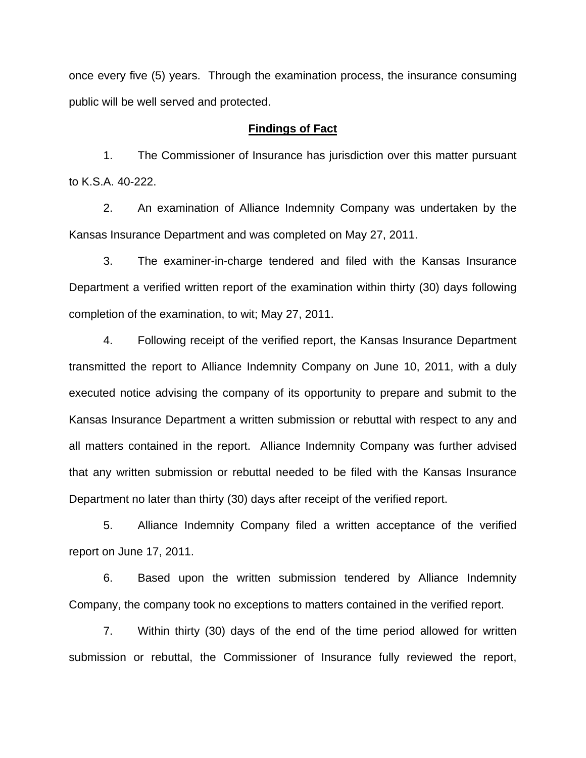once every five (5) years. Through the examination process, the insurance consuming public will be well served and protected.

## Findings of Fact

1. The Commissioner of Insurance has jurisdiction over this matter pursuant to K.S.A. 40-222.

2. An examination of Alliance Indemnity Company was undertaken by the Kansas Insurance Department and was completed on May 27, 2011.

3. The examiner-in-charge tendered and filed with the Kansas Insurance Department a verified written report of the examination within thirty (30) days following completion of the examination, to wit; May 27, 2011.

4. Following receipt of the verified report, the Kansas Insurance Department transmitted the report to Alliance Indemnity Company on June 10, 2011, with a duly executed notice advising the company of its opportunity to prepare and submit to the Kansas Insurance Department a written submission or rebuttal with respect to any and all matters contained in the report. Alliance Indemnity Company was further advised that any written submission or rebuttal needed to be filed with the Kansas Insurance Department no later than thirty (30) days after receipt of the verified report.

5. Alliance Indemnity Company filed a written acceptance of the verified report on June 17, 2011.

6. Based upon the written submission tendered by Alliance Indemnity Company, the company took no exceptions to matters contained in the verified report.

7. Within thirty (30) days of the end of the time period allowed for written submission or rebuttal, the Commissioner of Insurance fully reviewed the report,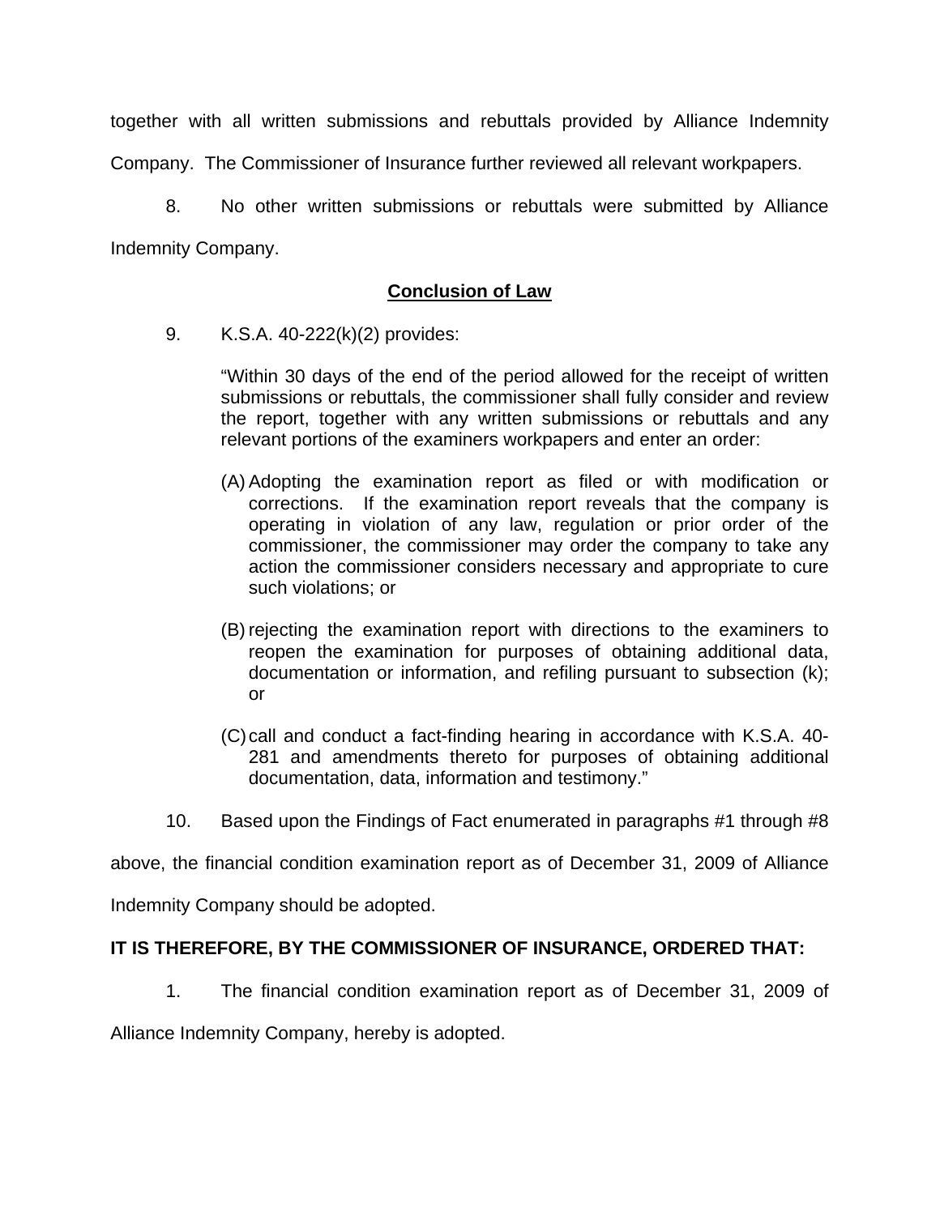together with all written submissions and rebuttals provided by Alliance Indemnity Company. The Commissioner of Insurance further reviewed all relevant workpapers.

8. No other written submissions or rebuttals were submitted by Alliance Indemnity Company.

**Conclusion of Law**

9. K.S.A. 40-222(k)(2) provides:

> "Within 30 days of the end of the period allowed for the receipt of written submissions or rebuttals, the commissioner shall fully consider and review the report, together with any written submissions or rebuttals and any relevant portions of the examiners workpapers and enter an order:
>
> (A) Adopting the examination report as filed or with modification or corrections. If the examination report reveals that the company is operating in violation of any law, regulation or prior order of the commissioner, the commissioner may order the company to take any action the commissioner considers necessary and appropriate to cure such violations; or
>
> (B) rejecting the examination report with directions to the examiners to reopen the examination for purposes of obtaining additional data, documentation or information, and refiling pursuant to subsection (k); or
>
> (C) call and conduct a fact-finding hearing in accordance with K.S.A. 40-281 and amendments thereto for purposes of obtaining additional documentation, data, information and testimony."

10. Based upon the Findings of Fact enumerated in paragraphs #1 through #8 above, the financial condition examination report as of December 31, 2009 of Alliance Indemnity Company should be adopted.

**IT IS THEREFORE, BY THE COMMISSIONER OF INSURANCE, ORDERED THAT:**

1. The financial condition examination report as of December 31, 2009 of Alliance Indemnity Company, hereby is adopted.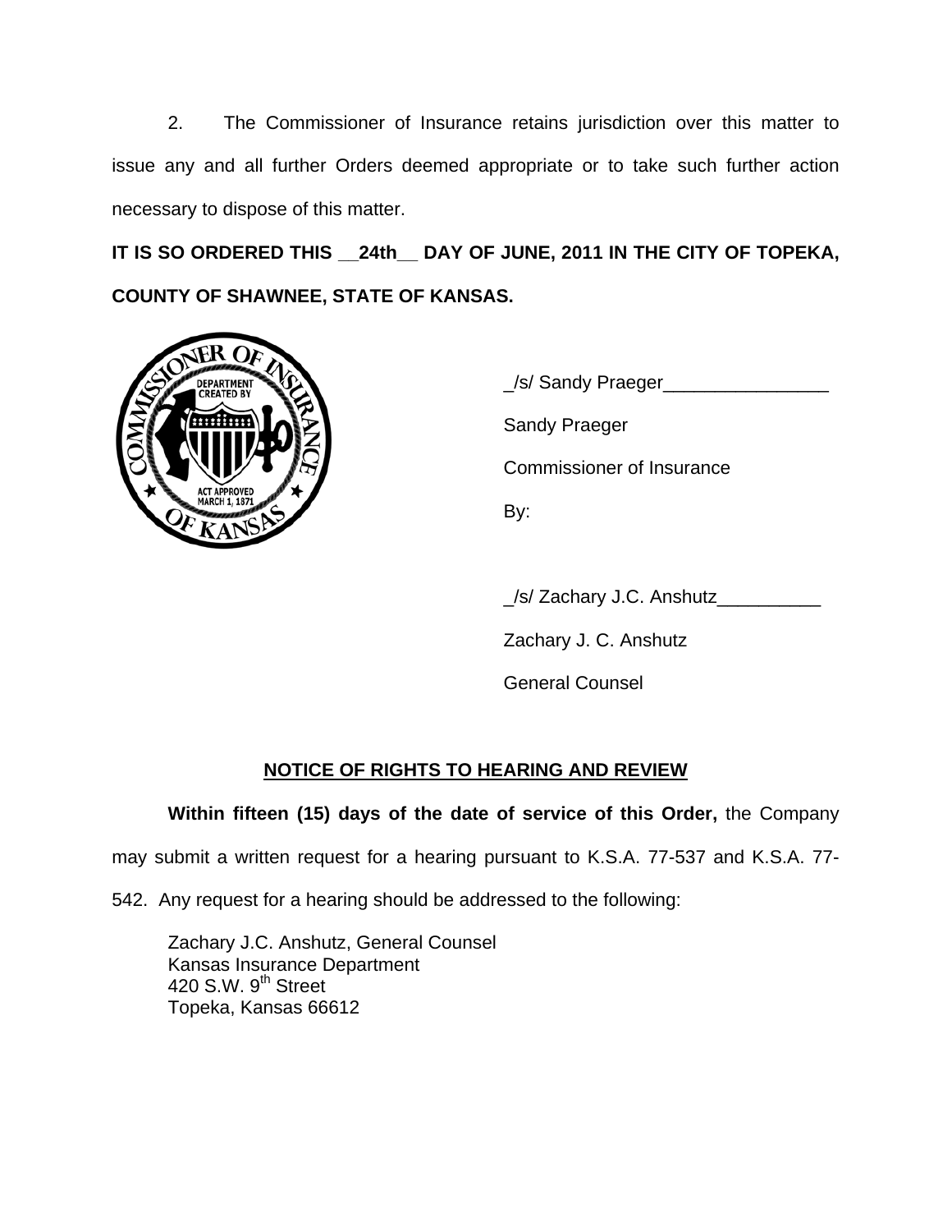2. The Commissioner of Insurance retains jurisdiction over this matter to issue any and all further Orders deemed appropriate or to take such further action necessary to dispose of this matter.

**IT IS SO ORDERED THIS __24th__ DAY OF JUNE, 2011 IN THE CITY OF TOPEKA, COUNTY OF SHAWNEE, STATE OF KANSAS.**

_/s/ Sandy Praeger________________

Sandy Praeger

Commissioner of Insurance

By:

_/s/ Zachary J.C. Anshutz__________

Zachary J. C. Anshutz

General Counsel

## NOTICE OF RIGHTS TO HEARING AND REVIEW

**Within fifteen (15) days of the date of service of this Order,** the Company may submit a written request for a hearing pursuant to K.S.A. 77-537 and K.S.A. 77-542. Any request for a hearing should be addressed to the following:

Zachary J.C. Anshutz, General Counsel
Kansas Insurance Department
420 S.W. 9th Street
Topeka, Kansas 66612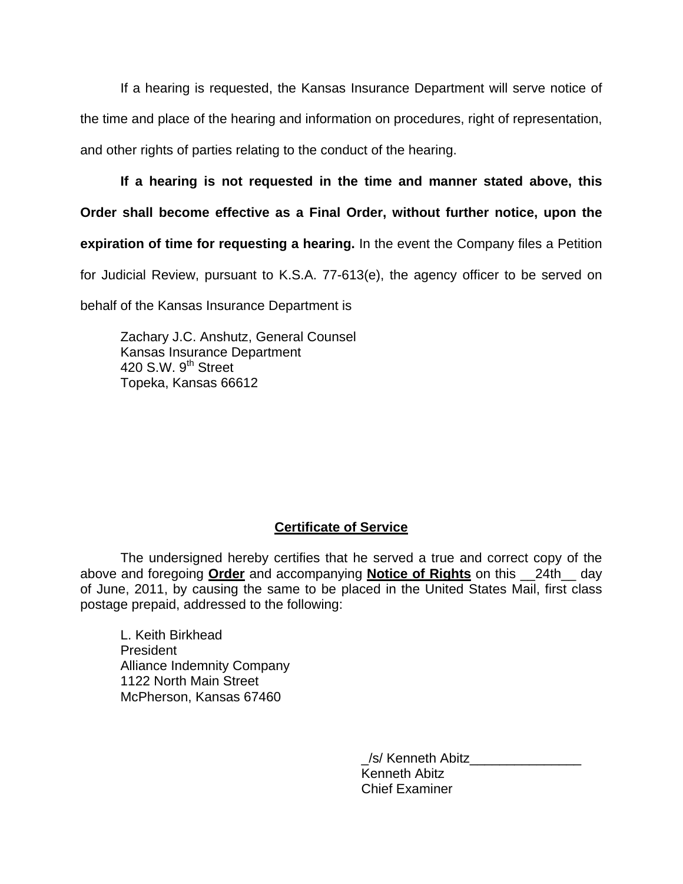If a hearing is requested, the Kansas Insurance Department will serve notice of the time and place of the hearing and information on procedures, right of representation, and other rights of parties relating to the conduct of the hearing.

**If a hearing is not requested in the time and manner stated above, this Order shall become effective as a Final Order, without further notice, upon the expiration of time for requesting a hearing.** In the event the Company files a Petition for Judicial Review, pursuant to K.S.A. 77-613(e), the agency officer to be served on behalf of the Kansas Insurance Department is

Zachary J.C. Anshutz, General Counsel
Kansas Insurance Department
420 S.W. 9th Street
Topeka, Kansas 66612

## Certificate of Service

The undersigned hereby certifies that he served a true and correct copy of the above and foregoing **Order** and accompanying **Notice of Rights** on this __24th__ day of June, 2011, by causing the same to be placed in the United States Mail, first class postage prepaid, addressed to the following:

L. Keith Birkhead
President
Alliance Indemnity Company
1122 North Main Street
McPherson, Kansas 67460

_/s/ Kenneth Abitz_______________
Kenneth Abitz
Chief Examiner